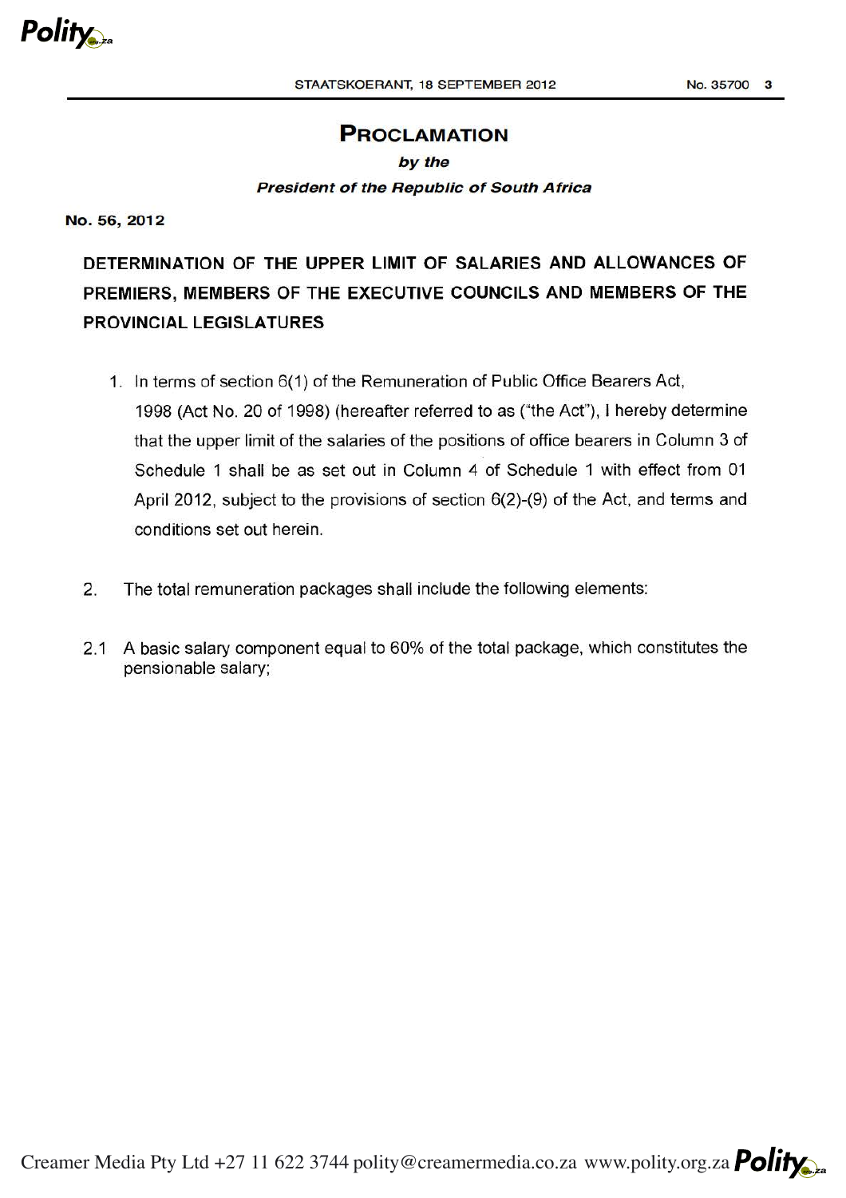# PROCLAMATION

***by the***

***President of the Republic of South Africa***

**No. 56, 2012**

## DETERMINATION OF THE UPPER LIMIT OF SALARIES AND ALLOWANCES OF PREMIERS, MEMBERS OF THE EXECUTIVE COUNCILS AND MEMBERS OF THE PROVINCIAL LEGISLATURES

1. In terms of section 6(1) of the Remuneration of Public Office Bearers Act, 1998 (Act No. 20 of 1998) (hereafter referred to as ("the Act"), I hereby determine that the upper limit of the salaries of the positions of office bearers in Column 3 of Schedule 1 shall be as set out in Column 4 of Schedule 1 with effect from 01 April 2012, subject to the provisions of section 6(2)-(9) of the Act, and terms and conditions set out herein.

2. The total remuneration packages shall include the following elements:

2.1 A basic salary component equal to 60% of the total package, which constitutes the pensionable salary;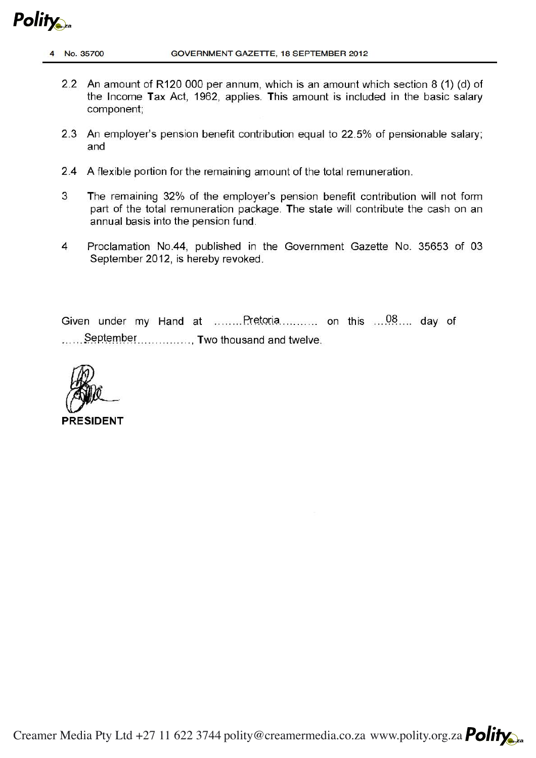2.2 An amount of R120 000 per annum, which is an amount which section 8 (1) (d) of the Income Tax Act, 1962, applies. This amount is included in the basic salary component;

2.3 An employer's pension benefit contribution equal to 22.5% of pensionable salary; and

2.4 A flexible portion for the remaining amount of the total remuneration.

3 The remaining 32% of the employer's pension benefit contribution will not form part of the total remuneration package. The state will contribute the cash on an annual basis into the pension fund.

4 Proclamation No.44, published in the Government Gazette No. 35653 of 03 September 2012, is hereby revoked.

Given under my Hand at ........Pretoria.......... on this ...08.... day of ......September..............., Two thousand and twelve.

**PRESIDENT**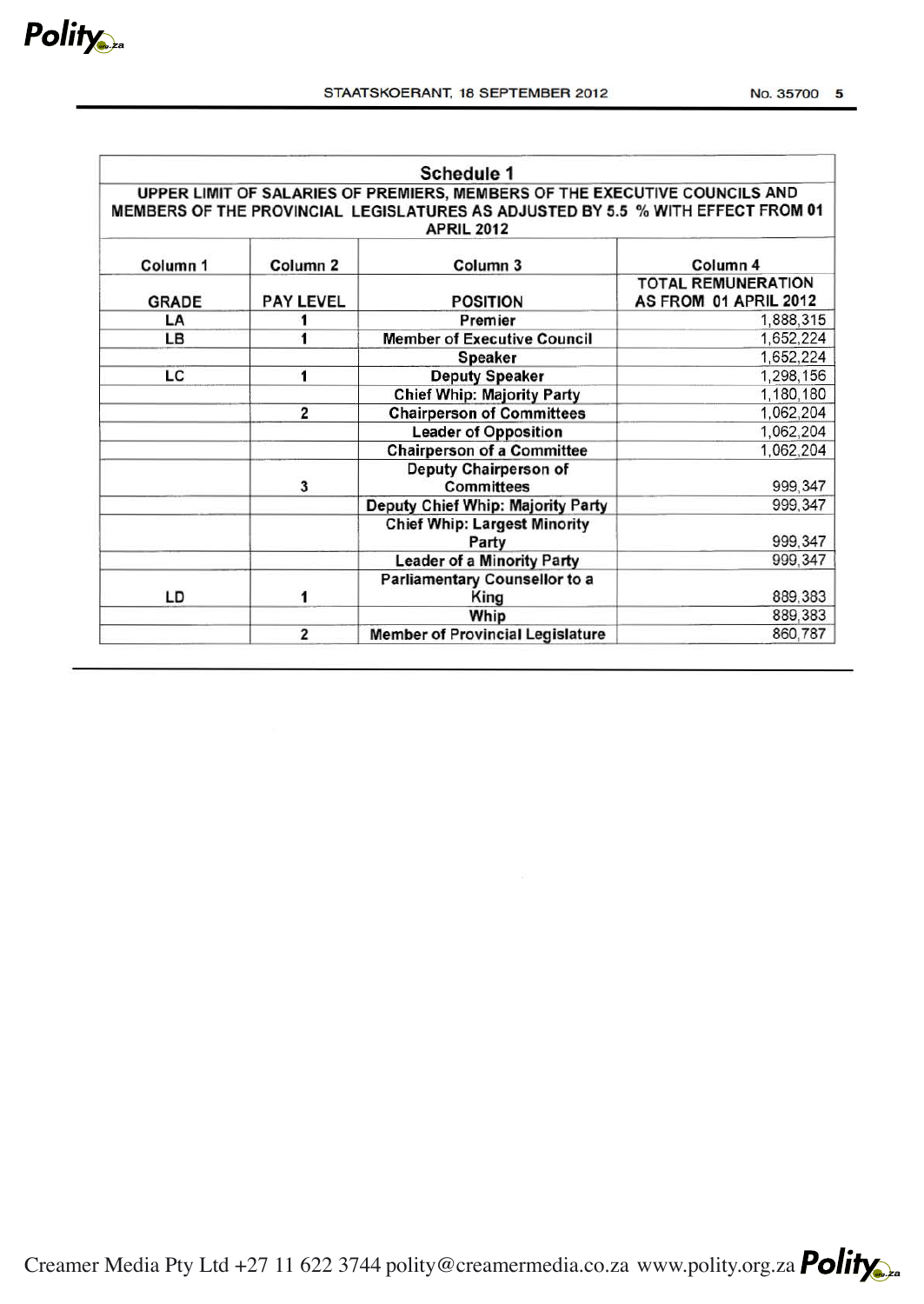## Schedule 1

**UPPER LIMIT OF SALARIES OF PREMIERS, MEMBERS OF THE EXECUTIVE COUNCILS AND MEMBERS OF THE PROVINCIAL LEGISLATURES AS ADJUSTED BY 5.5 % WITH EFFECT FROM 01 APRIL 2012**

| Column 1 | Column 2 | Column 3 | Column 4 |
|---|---|---|---|
| GRADE | PAY LEVEL | POSITION | TOTAL REMUNERATION AS FROM 01 APRIL 2012 |
| LA | 1 | Premier | 1,888,315 |
| LB | 1 | Member of Executive Council | 1,652,224 |
| | | Speaker | 1,652,224 |
| LC | 1 | Deputy Speaker | 1,298,156 |
| | | Chief Whip: Majority Party | 1,180,180 |
| | 2 | Chairperson of Committees | 1,062,204 |
| | | Leader of Opposition | 1,062,204 |
| | | Chairperson of a Committee | 1,062,204 |
| | 3 | Deputy Chairperson of Committees | 999,347 |
| | | Deputy Chief Whip: Majority Party | 999,347 |
| | | Chief Whip: Largest Minority Party | 999,347 |
| | | Leader of a Minority Party | 999,347 |
| LD | 1 | Parliamentary Counsellor to a King | 889,383 |
| | | Whip | 889,383 |
| | 2 | Member of Provincial Legislature | 860,787 |